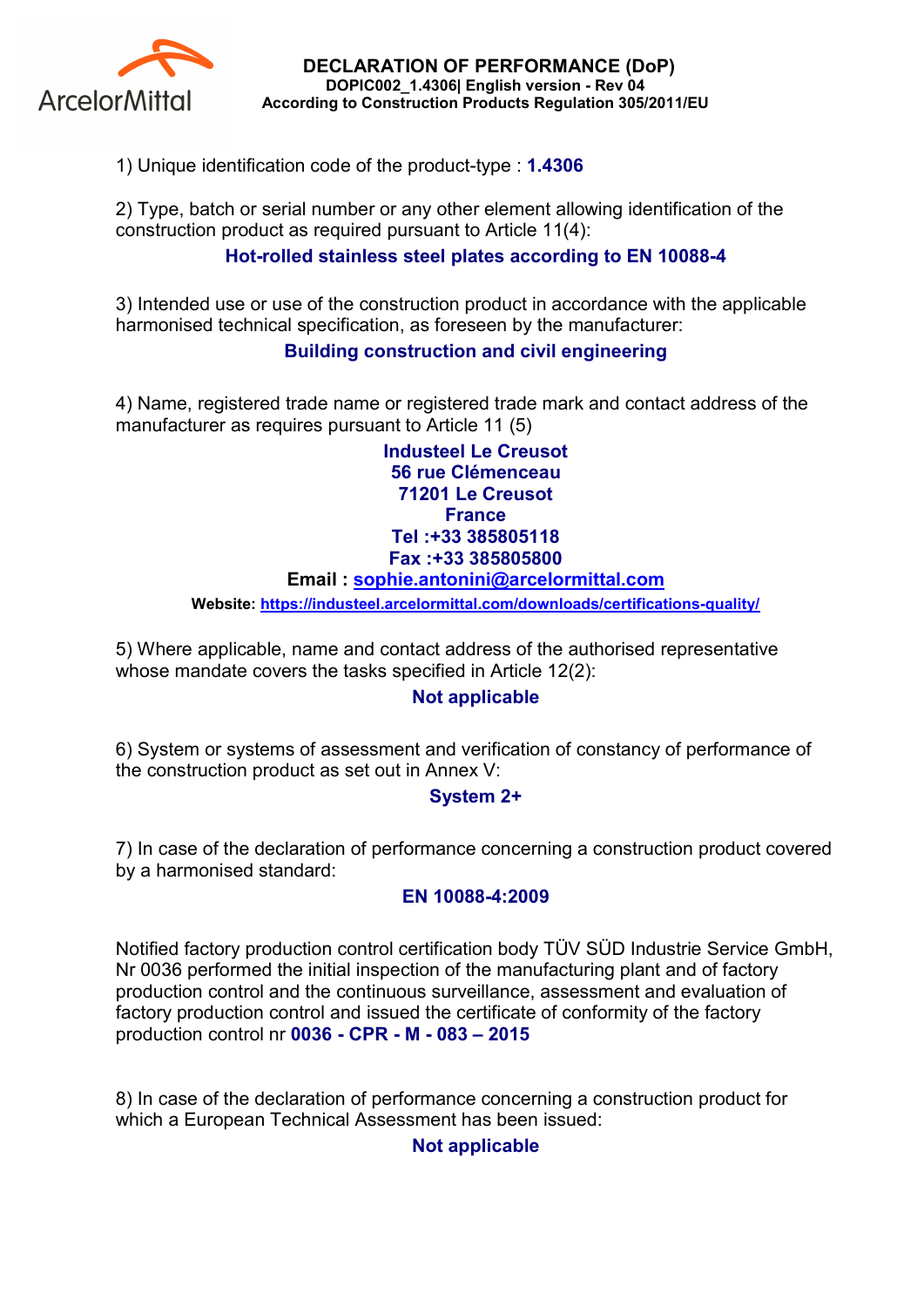ArcelorMittal

# DECLARATION OF PERFORMANCE (DoP)

**DOPIC002_1.4306| English version - Rev 04**

**According to Construction Products Regulation 305/2011/EU**

1) Unique identification code of the product-type : **1.4306**

2) Type, batch or serial number or any other element allowing identification of the construction product as required pursuant to Article 11(4):

**Hot-rolled stainless steel plates according to EN 10088-4**

3) Intended use or use of the construction product in accordance with the applicable harmonised technical specification, as foreseen by the manufacturer:

**Building construction and civil engineering**

4) Name, registered trade name or registered trade mark and contact address of the manufacturer as requires pursuant to Article 11 (5)

**Industeel Le Creusot**
**56 rue Clémenceau**
**71201 Le Creusot**
**France**
**Tel :+33 385805118**
**Fax :+33 385805800**
**Email : sophie.antonini@arcelormittal.com**
**Website: https://industeel.arcelormittal.com/downloads/certifications-quality/**

5) Where applicable, name and contact address of the authorised representative whose mandate covers the tasks specified in Article 12(2):

**Not applicable**

6) System or systems of assessment and verification of constancy of performance of the construction product as set out in Annex V:

**System 2+**

7) In case of the declaration of performance concerning a construction product covered by a harmonised standard:

**EN 10088-4:2009**

Notified factory production control certification body TÜV SÜD Industrie Service GmbH, Nr 0036 performed the initial inspection of the manufacturing plant and of factory production control and the continuous surveillance, assessment and evaluation of factory production control and issued the certificate of conformity of the factory production control nr **0036 - CPR - M - 083 – 2015**

8) In case of the declaration of performance concerning a construction product for which a European Technical Assessment has been issued:

**Not applicable**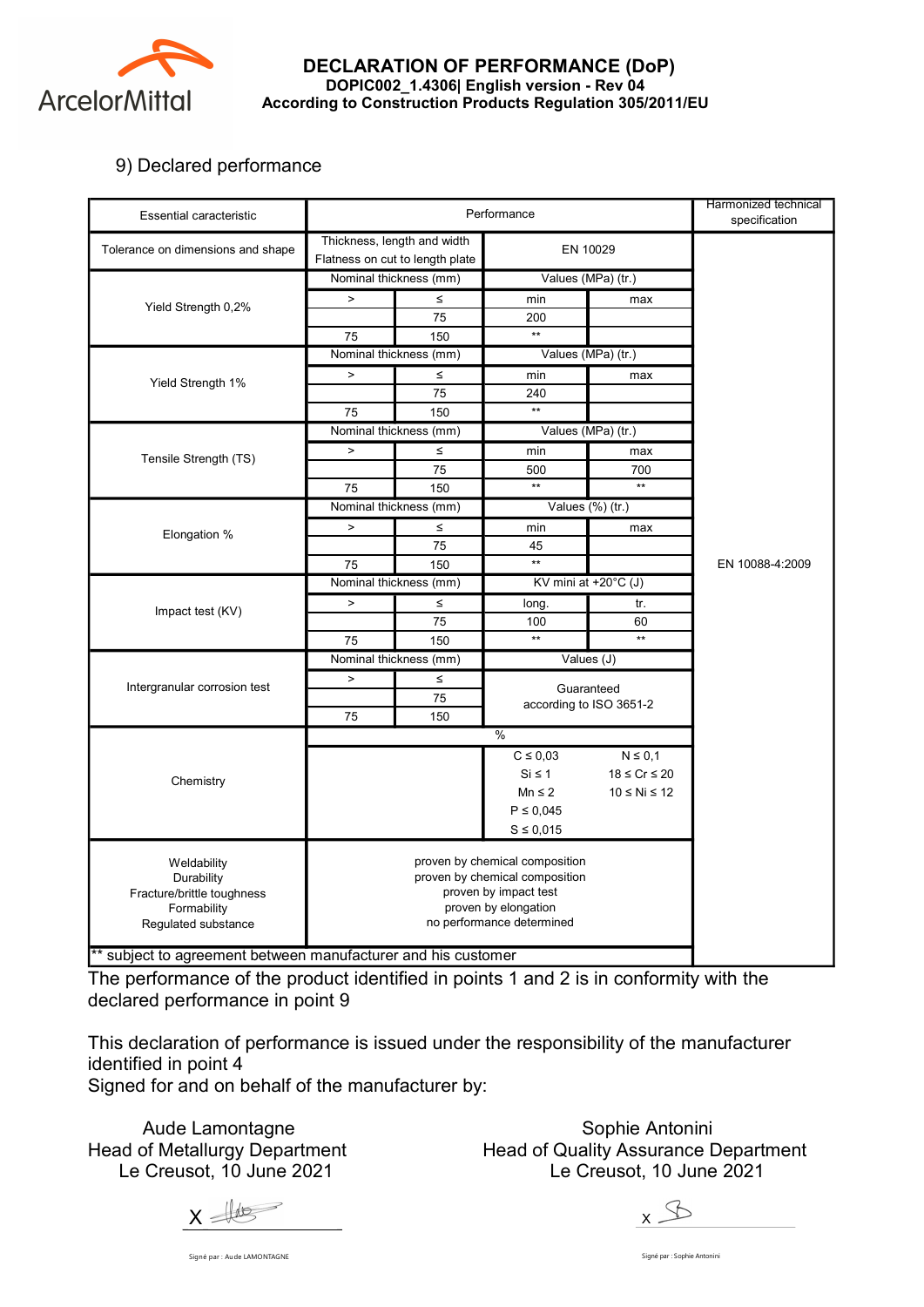# DECLARATION OF PERFORMANCE (DoP)

**DOPIC002_1.4306| English version - Rev 04**

**According to Construction Products Regulation 305/2011/EU**

## 9) Declared performance

| Essential caracteristic | Performance | | | | Harmonized technical specification |
|---|---|---|---|---|---|
| Tolerance on dimensions and shape | Thickness, length and width<br>Flatness on cut to length plate | | EN 10029 | | EN 10088-4:2009 |
| Yield Strength 0,2% | Nominal thickness (mm) | | Values (MPa) (tr.) | | |
| | > | ≤ | min | max | |
| | | 75 | 200 | | |
| | 75 | 150 | ** | | |
| Yield Strength 1% | Nominal thickness (mm) | | Values (MPa) (tr.) | | |
| | > | ≤ | min | max | |
| | | 75 | 240 | | |
| | 75 | 150 | ** | | |
| Tensile Strength (TS) | Nominal thickness (mm) | | Values (MPa) (tr.) | | |
| | > | ≤ | min | max | |
| | | 75 | 500 | 700 | |
| | 75 | 150 | ** | ** | |
| Elongation % | Nominal thickness (mm) | | Values (%) (tr.) | | |
| | > | ≤ | min | max | |
| | | 75 | 45 | | |
| | 75 | 150 | ** | | |
| Impact test (KV) | Nominal thickness (mm) | | KV mini at +20°C (J) | | |
| | > | ≤ | long. | tr. | |
| | | 75 | 100 | 60 | |
| | 75 | 150 | ** | ** | |
| Intergranular corrosion test | Nominal thickness (mm) | | Values (J) | | |
| | > | ≤ | Guaranteed according to ISO 3651-2 | | |
| | | 75 | | | |
| | 75 | 150 | | | |
| Chemistry | % | | | | |
| | | | C ≤ 0,03<br>Si ≤ 1<br>Mn ≤ 2<br>P ≤ 0,045<br>S ≤ 0,015 | N ≤ 0,1<br>18 ≤ Cr ≤ 20<br>10 ≤ Ni ≤ 12 | |
| Weldability<br>Durability<br>Fracture/brittle toughness<br>Formability<br>Regulated substance | proven by chemical composition<br>proven by chemical composition<br>proven by impact test<br>proven by elongation<br>no performance determined | | | | |

** subject to agreement between manufacturer and his customer

The performance of the product identified in points 1 and 2 is in conformity with the declared performance in point 9

This declaration of performance is issued under the responsibility of the manufacturer identified in point 4

Signed for and on behalf of the manufacturer by:

Aude Lamontagne
Head of Metallurgy Department
Le Creusot, 10 June 2021

X

Signé par : Aude LAMONTAGNE

Sophie Antonini
Head of Quality Assurance Department
Le Creusot, 10 June 2021

X

Signé par : Sophie Antonini